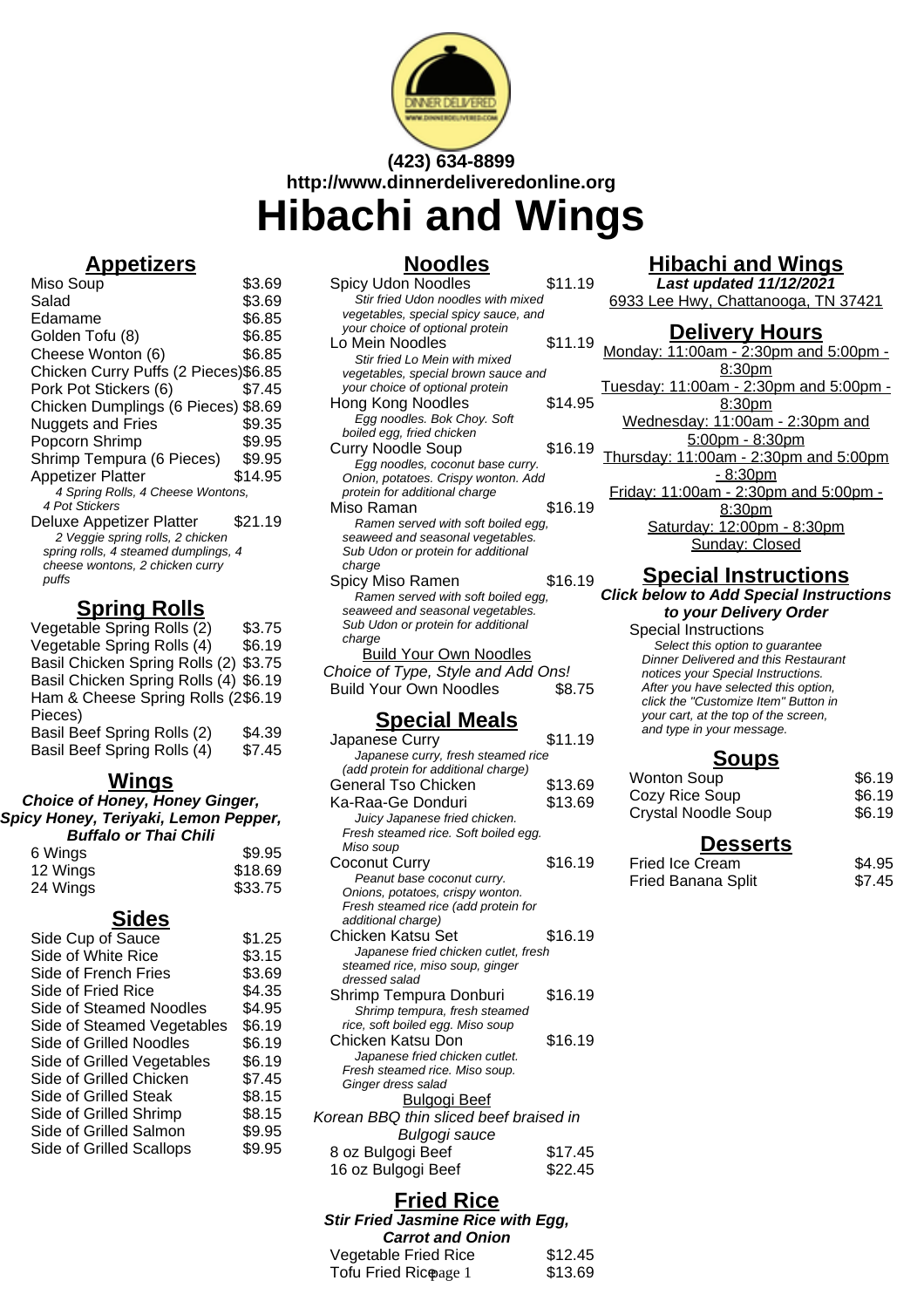(423) 634-8899
http://www.dinnerdeliveredonline.org

# Hibachi and Wings

## Appetizers

| Item | Price |
|---|---|
| Miso Soup | $3.69 |
| Salad | $3.69 |
| Edamame | $6.85 |
| Golden Tofu (8) | $6.85 |
| Cheese Wonton (6) | $6.85 |
| Chicken Curry Puffs (2 Pieces) | $6.85 |
| Pork Pot Stickers (6) | $7.45 |
| Chicken Dumplings (6 Pieces) | $8.69 |
| Nuggets and Fries | $9.35 |
| Popcorn Shrimp | $9.95 |
| Shrimp Tempura (6 Pieces) | $9.95 |
| Appetizer Platter | $14.95 |
| *4 Spring Rolls, 4 Cheese Wontons, 4 Pot Stickers* | |
| Deluxe Appetizer Platter | $21.19 |
| *2 Veggie spring rolls, 2 chicken spring rolls, 4 steamed dumplings, 4 cheese wontons, 2 chicken curry puffs* | |

## Spring Rolls

| Item | Price |
|---|---|
| Vegetable Spring Rolls (2) | $3.75 |
| Vegetable Spring Rolls (4) | $6.19 |
| Basil Chicken Spring Rolls (2) | $3.75 |
| Basil Chicken Spring Rolls (4) | $6.19 |
| Ham & Cheese Spring Rolls (2 Pieces) | $6.19 |
| Basil Beef Spring Rolls (2) | $4.39 |
| Basil Beef Spring Rolls (4) | $7.45 |

## Wings

***Choice of Honey, Honey Ginger, Spicy Honey, Teriyaki, Lemon Pepper, Buffalo or Thai Chili***

| Item | Price |
|---|---|
| 6 Wings | $9.95 |
| 12 Wings | $18.69 |
| 24 Wings | $33.75 |

## Sides

| Item | Price |
|---|---|
| Side Cup of Sauce | $1.25 |
| Side of White Rice | $3.15 |
| Side of French Fries | $3.69 |
| Side of Fried Rice | $4.35 |
| Side of Steamed Noodles | $4.95 |
| Side of Steamed Vegetables | $6.19 |
| Side of Grilled Noodles | $6.19 |
| Side of Grilled Vegetables | $6.19 |
| Side of Grilled Chicken | $7.45 |
| Side of Grilled Steak | $8.15 |
| Side of Grilled Shrimp | $8.15 |
| Side of Grilled Salmon | $9.95 |
| Side of Grilled Scallops | $9.95 |

## Noodles

| Item | Price |
|---|---|
| Spicy Udon Noodles | $11.19 |
| *Stir fried Udon noodles with mixed vegetables, special spicy sauce, and your choice of optional protein* | |
| Lo Mein Noodles | $11.19 |
| *Stir fried Lo Mein with mixed vegetables, special brown sauce and your choice of optional protein* | |
| Hong Kong Noodles | $14.95 |
| *Egg noodles. Bok Choy. Soft boiled egg, fried chicken* | |
| Curry Noodle Soup | $16.19 |
| *Egg noodles, coconut base curry. Onion, potatoes. Crispy wonton. Add protein for additional charge* | |
| Miso Raman | $16.19 |
| *Ramen served with soft boiled egg, seaweed and seasonal vegetables. Sub Udon or protein for additional charge* | |
| Spicy Miso Ramen | $16.19 |
| *Ramen served with soft boiled egg, seaweed and seasonal vegetables. Sub Udon or protein for additional charge* | |

### Build Your Own Noodles

Choice of Type, Style and Add Ons!

| Item | Price |
|---|---|
| Build Your Own Noodles | $8.75 |

## Special Meals

| Item | Price |
|---|---|
| Japanese Curry | $11.19 |
| *Japanese curry, fresh steamed rice (add protein for additional charge)* | |
| General Tso Chicken | $13.69 |
| Ka-Raa-Ge Donduri | $13.69 |
| *Juicy Japanese fried chicken. Fresh steamed rice. Soft boiled egg. Miso soup* | |
| Coconut Curry | $16.19 |
| *Peanut base coconut curry. Onions, potatoes, crispy wonton. Fresh steamed rice (add protein for additional charge)* | |
| Chicken Katsu Set | $16.19 |
| *Japanese fried chicken cutlet, fresh steamed rice, miso soup, ginger dressed salad* | |
| Shrimp Tempura Donburi | $16.19 |
| *Shrimp tempura, fresh steamed rice, soft boiled egg. Miso soup* | |
| Chicken Katsu Don | $16.19 |
| *Japanese fried chicken cutlet. Fresh steamed rice. Miso soup. Ginger dress salad* | |

### Bulgogi Beef

Korean BBQ thin sliced beef braised in Bulgogi sauce

| Item | Price |
|---|---|
| 8 oz Bulgogi Beef | $17.45 |
| 16 oz Bulgogi Beef | $22.45 |

## Fried Rice

***Stir Fried Jasmine Rice with Egg, Carrot and Onion***

| Item | Price |
|---|---|
| Vegetable Fried Rice | $12.45 |
| Tofu Fried Rice | $13.69 |

## Hibachi and Wings

***Last updated 11/12/2021***

6933 Lee Hwy, Chattanooga, TN 37421

## Delivery Hours

Monday: 11:00am - 2:30pm and 5:00pm - 8:30pm
Tuesday: 11:00am - 2:30pm and 5:00pm - 8:30pm
Wednesday: 11:00am - 2:30pm and 5:00pm - 8:30pm
Thursday: 11:00am - 2:30pm and 5:00pm - 8:30pm
Friday: 11:00am - 2:30pm and 5:00pm - 8:30pm
Saturday: 12:00pm - 8:30pm
Sunday: Closed

## Special Instructions

***Click below to Add Special Instructions to your Delivery Order***

Special Instructions
*Select this option to guarantee Dinner Delivered and this Restaurant notices your Special Instructions. After you have selected this option, click the "Customize Item" Button in your cart, at the top of the screen, and type in your message.*

## Soups

| Item | Price |
|---|---|
| Wonton Soup | $6.19 |
| Cozy Rice Soup | $6.19 |
| Crystal Noodle Soup | $6.19 |

## Desserts

| Item | Price |
|---|---|
| Fried Ice Cream | $4.95 |
| Fried Banana Split | $7.45 |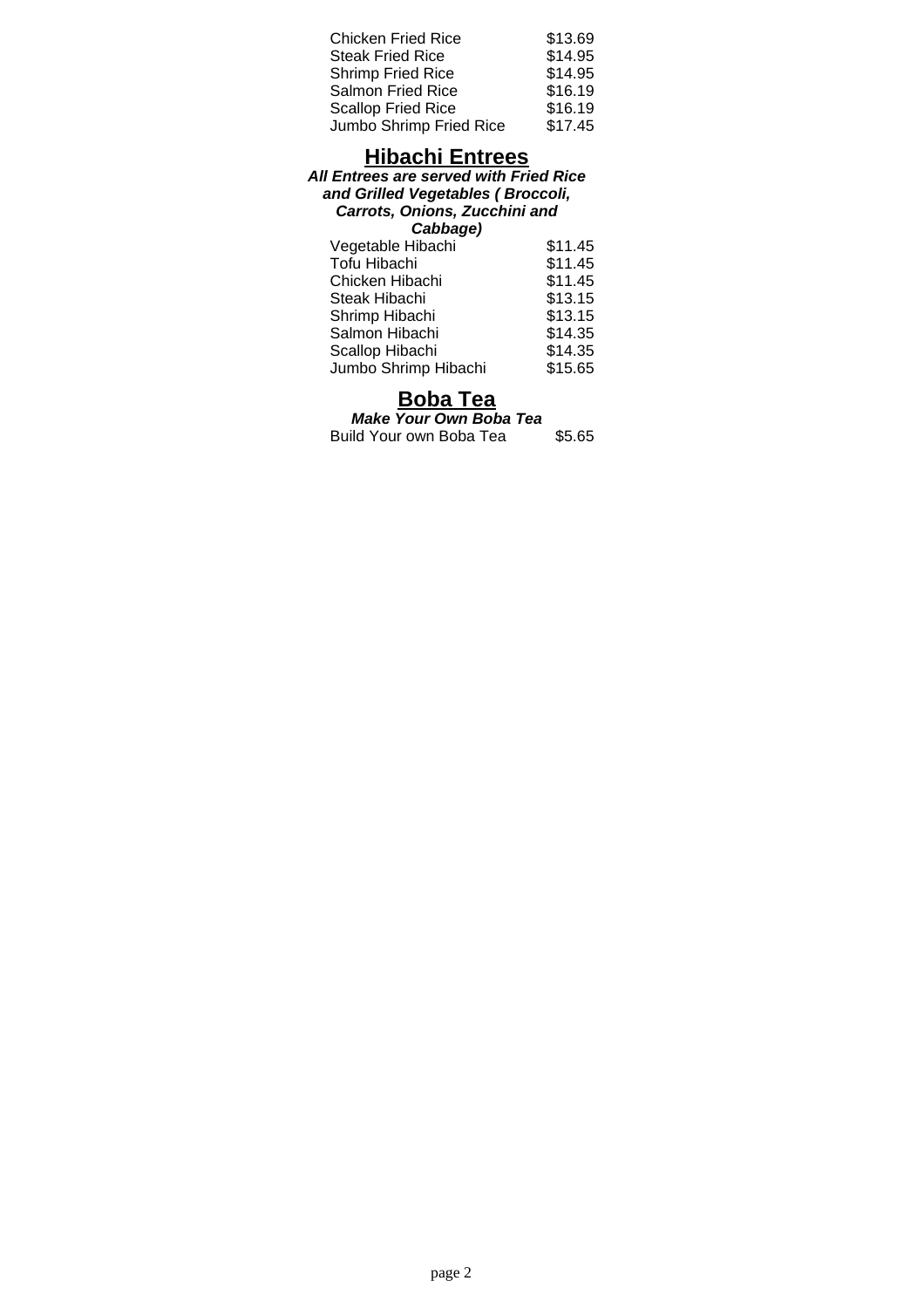| | |
|---|---|
| Chicken Fried Rice | $13.69 |
| Steak Fried Rice | $14.95 |
| Shrimp Fried Rice | $14.95 |
| Salmon Fried Rice | $16.19 |
| Scallop Fried Rice | $16.19 |
| Jumbo Shrimp Fried Rice | $17.45 |

## Hibachi Entrees

***All Entrees are served with Fried Rice and Grilled Vegetables ( Broccoli, Carrots, Onions, Zucchini and Cabbage)***

| | |
|---|---|
| Vegetable Hibachi | $11.45 |
| Tofu Hibachi | $11.45 |
| Chicken Hibachi | $11.45 |
| Steak Hibachi | $13.15 |
| Shrimp Hibachi | $13.15 |
| Salmon Hibachi | $14.35 |
| Scallop Hibachi | $14.35 |
| Jumbo Shrimp Hibachi | $15.65 |

## Boba Tea

***Make Your Own Boba Tea***

| | |
|---|---|
| Build Your own Boba Tea | $5.65 |